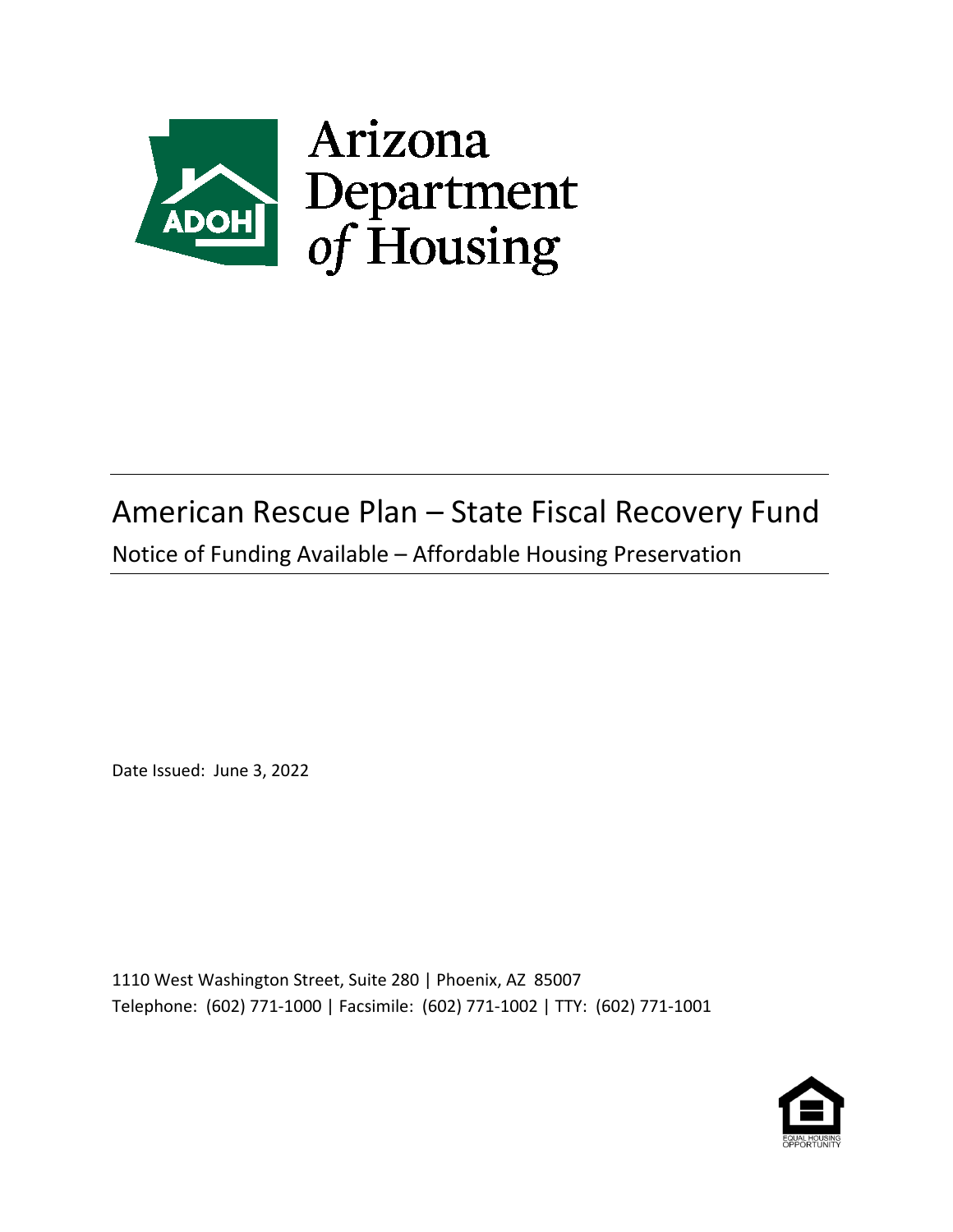Arizona Department of Housing

# American Rescue Plan – State Fiscal Recovery Fund

## Notice of Funding Available – Affordable Housing Preservation

Date Issued: June 3, 2022

1110 West Washington Street, Suite 280 | Phoenix, AZ 85007
Telephone: (602) 771-1000 | Facsimile: (602) 771-1002 | TTY: (602) 771-1001

EQUAL HOUSING OPPORTUNITY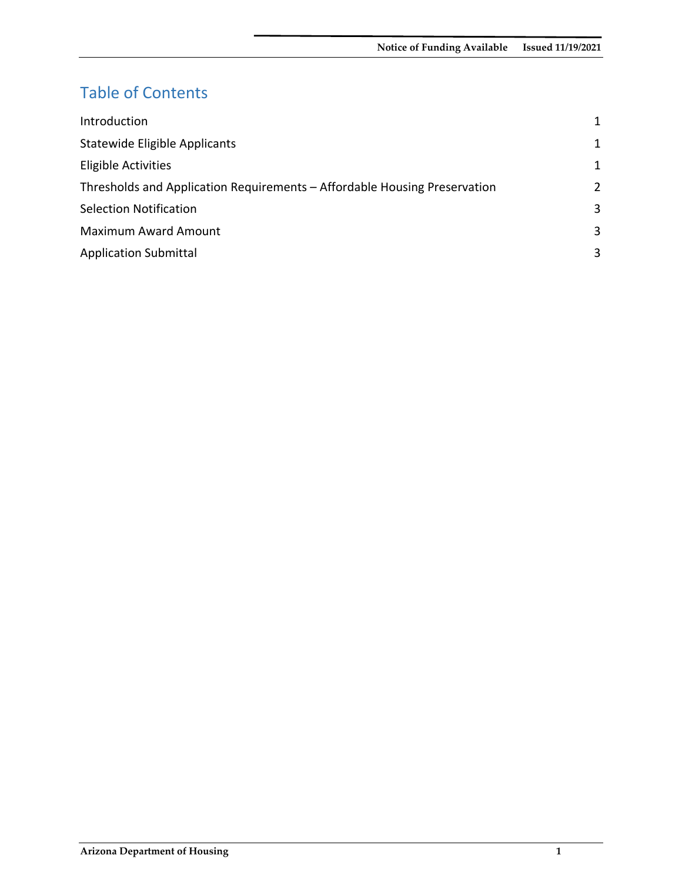# Table of Contents

| | |
|---|---|
| Introduction | 1 |
| Statewide Eligible Applicants | 1 |
| Eligible Activities | 1 |
| Thresholds and Application Requirements – Affordable Housing Preservation | 2 |
| Selection Notification | 3 |
| Maximum Award Amount | 3 |
| Application Submittal | 3 |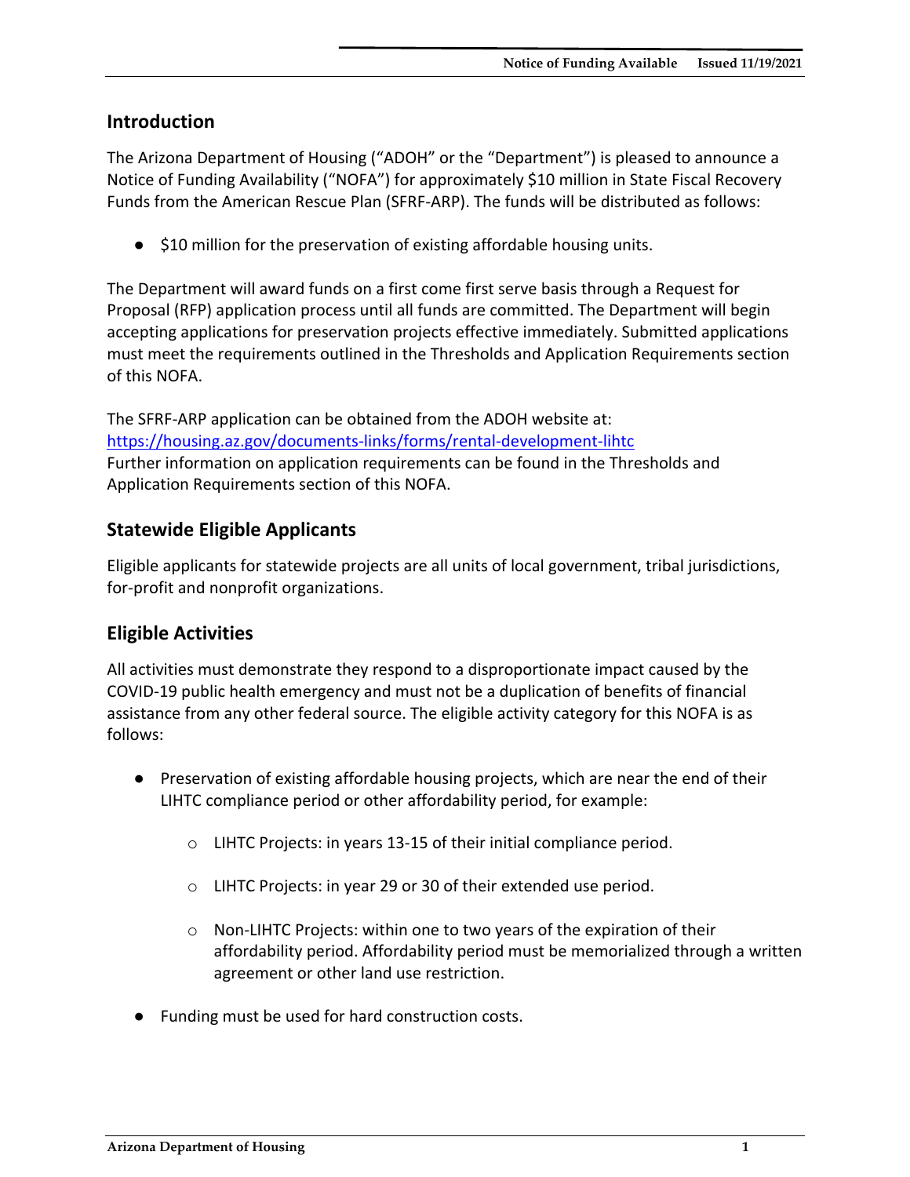## Introduction

The Arizona Department of Housing ("ADOH" or the "Department") is pleased to announce a Notice of Funding Availability ("NOFA") for approximately $10 million in State Fiscal Recovery Funds from the American Rescue Plan (SFRF-ARP). The funds will be distributed as follows:

- $10 million for the preservation of existing affordable housing units.

The Department will award funds on a first come first serve basis through a Request for Proposal (RFP) application process until all funds are committed. The Department will begin accepting applications for preservation projects effective immediately. Submitted applications must meet the requirements outlined in the Thresholds and Application Requirements section of this NOFA.

The SFRF-ARP application can be obtained from the ADOH website at: https://housing.az.gov/documents-links/forms/rental-development-lihtc
Further information on application requirements can be found in the Thresholds and Application Requirements section of this NOFA.

## Statewide Eligible Applicants

Eligible applicants for statewide projects are all units of local government, tribal jurisdictions, for-profit and nonprofit organizations.

## Eligible Activities

All activities must demonstrate they respond to a disproportionate impact caused by the COVID-19 public health emergency and must not be a duplication of benefits of financial assistance from any other federal source. The eligible activity category for this NOFA is as follows:

- Preservation of existing affordable housing projects, which are near the end of their LIHTC compliance period or other affordability period, for example:
  - LIHTC Projects: in years 13-15 of their initial compliance period.
  - LIHTC Projects: in year 29 or 30 of their extended use period.
  - Non-LIHTC Projects: within one to two years of the expiration of their affordability period. Affordability period must be memorialized through a written agreement or other land use restriction.
- Funding must be used for hard construction costs.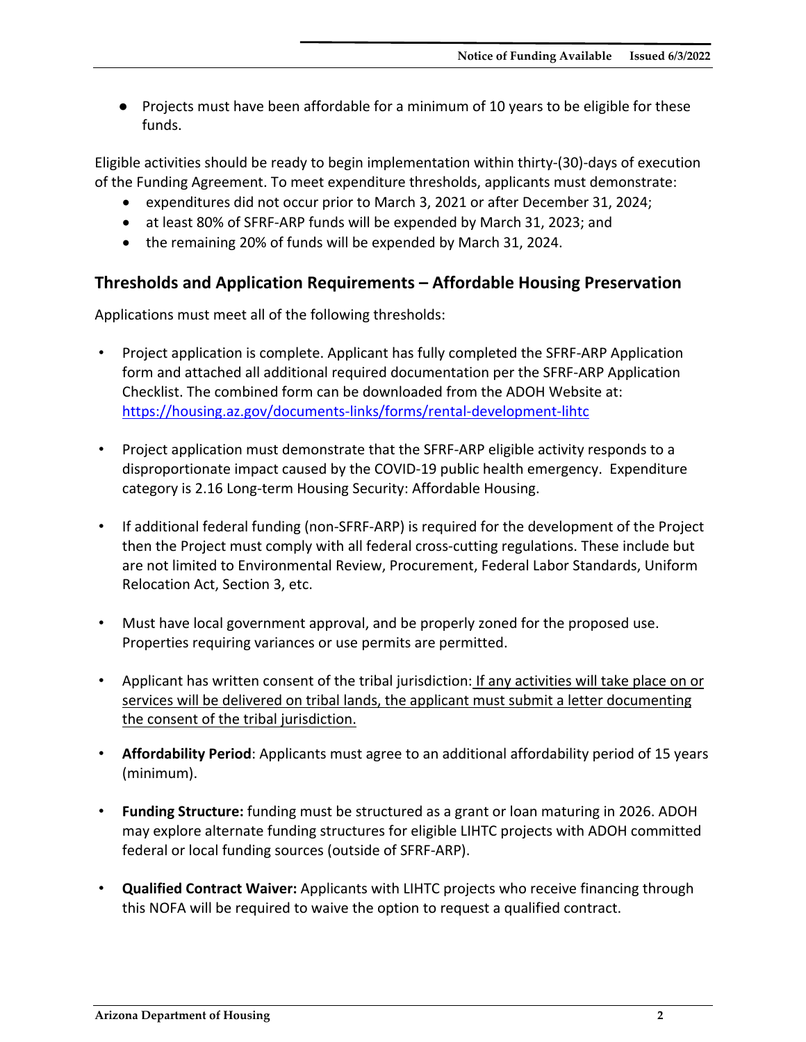- Projects must have been affordable for a minimum of 10 years to be eligible for these funds.

Eligible activities should be ready to begin implementation within thirty-(30)-days of execution of the Funding Agreement. To meet expenditure thresholds, applicants must demonstrate:

- expenditures did not occur prior to March 3, 2021 or after December 31, 2024;
- at least 80% of SFRF-ARP funds will be expended by March 31, 2023; and
- the remaining 20% of funds will be expended by March 31, 2024.

## Thresholds and Application Requirements – Affordable Housing Preservation

Applications must meet all of the following thresholds:

- Project application is complete. Applicant has fully completed the SFRF-ARP Application form and attached all additional required documentation per the SFRF-ARP Application Checklist. The combined form can be downloaded from the ADOH Website at: [https://housing.az.gov/documents-links/forms/rental-development-lihtc](https://housing.az.gov/documents-links/forms/rental-development-lihtc)

- Project application must demonstrate that the SFRF-ARP eligible activity responds to a disproportionate impact caused by the COVID-19 public health emergency. Expenditure category is 2.16 Long-term Housing Security: Affordable Housing.

- If additional federal funding (non-SFRF-ARP) is required for the development of the Project then the Project must comply with all federal cross-cutting regulations. These include but are not limited to Environmental Review, Procurement, Federal Labor Standards, Uniform Relocation Act, Section 3, etc.

- Must have local government approval, and be properly zoned for the proposed use. Properties requiring variances or use permits are permitted.

- Applicant has written consent of the tribal jurisdiction: <u>If any activities will take place on or services will be delivered on tribal lands, the applicant must submit a letter documenting the consent of the tribal jurisdiction.</u>

- **Affordability Period**: Applicants must agree to an additional affordability period of 15 years (minimum).

- **Funding Structure:** funding must be structured as a grant or loan maturing in 2026. ADOH may explore alternate funding structures for eligible LIHTC projects with ADOH committed federal or local funding sources (outside of SFRF-ARP).

- **Qualified Contract Waiver:** Applicants with LIHTC projects who receive financing through this NOFA will be required to waive the option to request a qualified contract.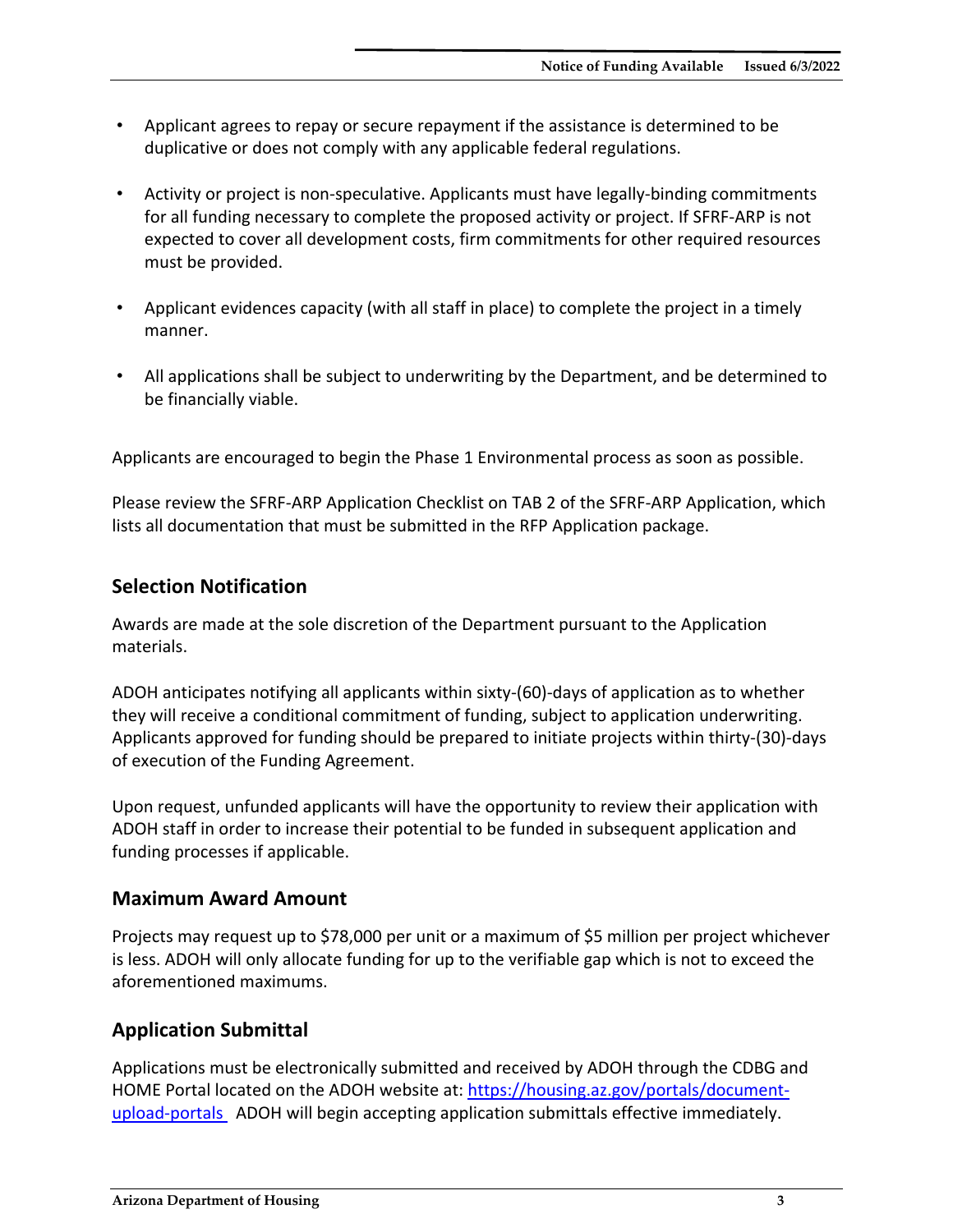- Applicant agrees to repay or secure repayment if the assistance is determined to be duplicative or does not comply with any applicable federal regulations.

- Activity or project is non-speculative. Applicants must have legally-binding commitments for all funding necessary to complete the proposed activity or project. If SFRF-ARP is not expected to cover all development costs, firm commitments for other required resources must be provided.

- Applicant evidences capacity (with all staff in place) to complete the project in a timely manner.

- All applications shall be subject to underwriting by the Department, and be determined to be financially viable.

Applicants are encouraged to begin the Phase 1 Environmental process as soon as possible.

Please review the SFRF-ARP Application Checklist on TAB 2 of the SFRF-ARP Application, which lists all documentation that must be submitted in the RFP Application package.

## Selection Notification

Awards are made at the sole discretion of the Department pursuant to the Application materials.

ADOH anticipates notifying all applicants within sixty-(60)-days of application as to whether they will receive a conditional commitment of funding, subject to application underwriting. Applicants approved for funding should be prepared to initiate projects within thirty-(30)-days of execution of the Funding Agreement.

Upon request, unfunded applicants will have the opportunity to review their application with ADOH staff in order to increase their potential to be funded in subsequent application and funding processes if applicable.

## Maximum Award Amount

Projects may request up to $78,000 per unit or a maximum of $5 million per project whichever is less. ADOH will only allocate funding for up to the verifiable gap which is not to exceed the aforementioned maximums.

## Application Submittal

Applications must be electronically submitted and received by ADOH through the CDBG and HOME Portal located on the ADOH website at: [https://housing.az.gov/portals/document-upload-portals](https://housing.az.gov/portals/document-upload-portals) ADOH will begin accepting application submittals effective immediately.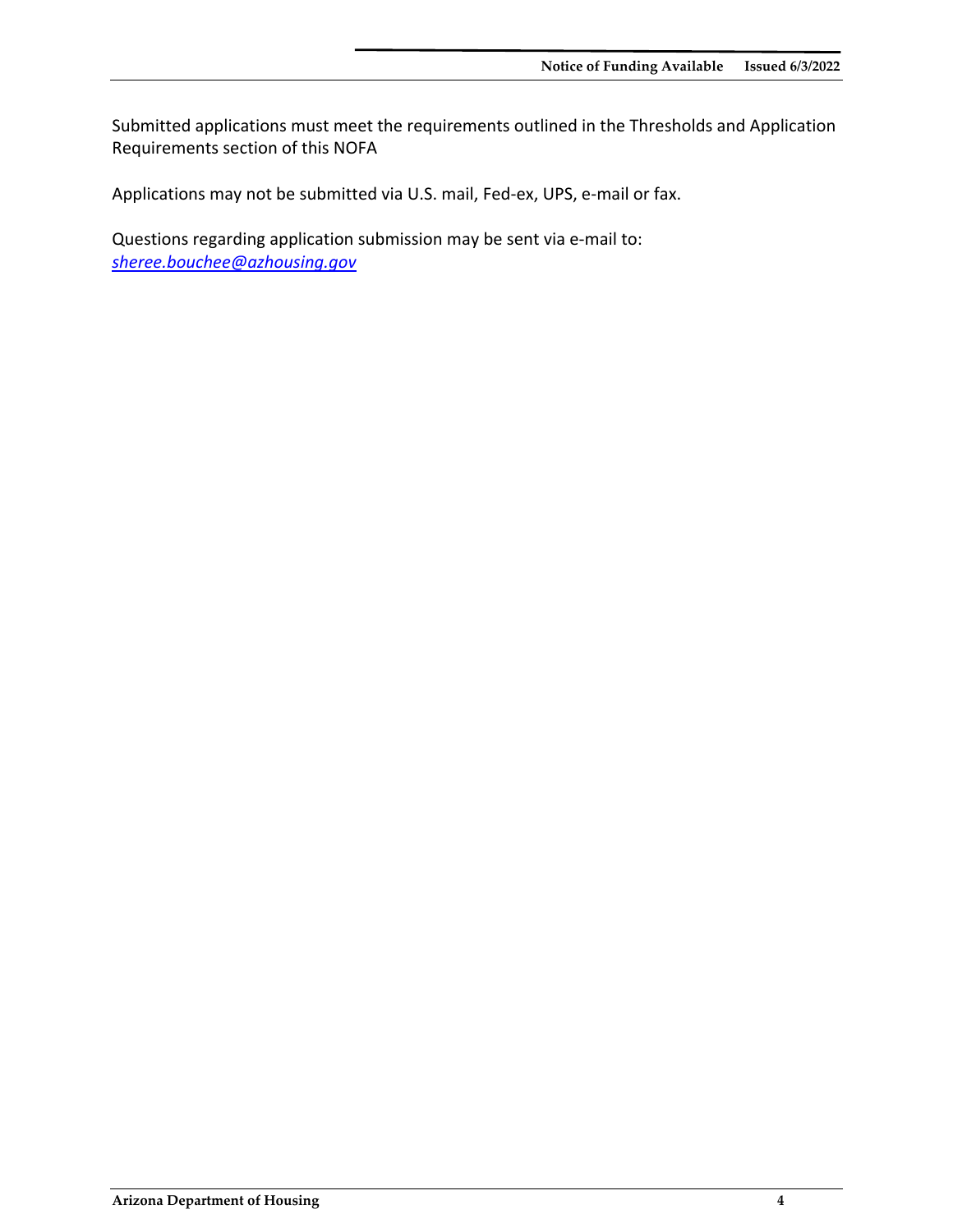Submitted applications must meet the requirements outlined in the Thresholds and Application Requirements section of this NOFA

Applications may not be submitted via U.S. mail, Fed-ex, UPS, e-mail or fax.

Questions regarding application submission may be sent via e-mail to: *sheree.bouchee@azhousing.gov*